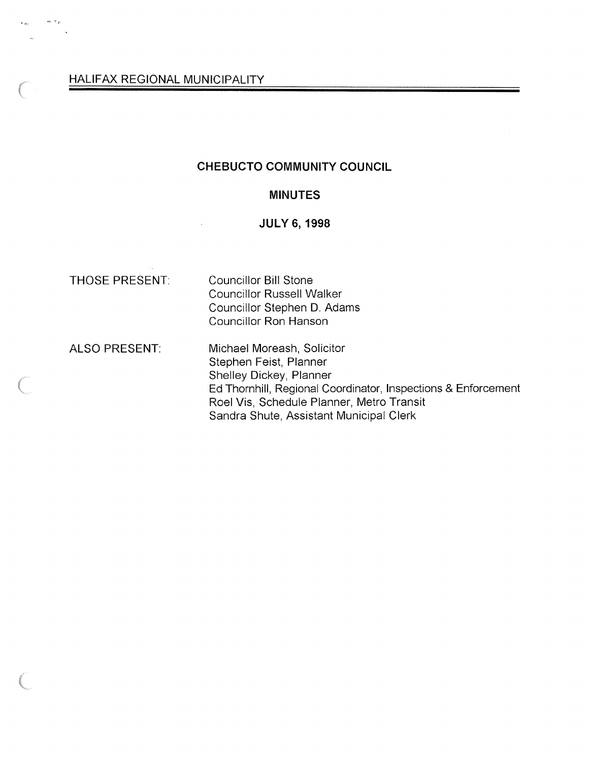HALIFAX REGIONAL MUNICIPALITY

# CHEBUCTO COMMUNITY COUNCIL

## MINUTES

## JULY 6, 1998

THOSE PRESENT: Councillor Bill Stone
Councillor Russell Walker
Councillor Stephen D. Adams
Councillor Ron Hanson

ALSO PRESENT: Michael Moreash, Solicitor
Stephen Feist, Planner
Shelley Dickey, Planner
Ed Thornhill, Regional Coordinator, Inspections & Enforcement
Roel Vis, Schedule Planner, Metro Transit
Sandra Shute, Assistant Municipal Clerk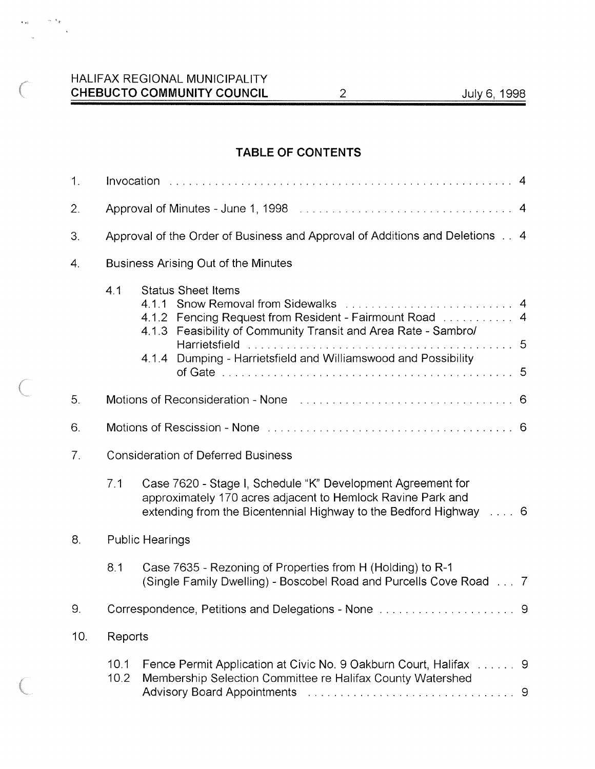## TABLE OF CONTENTS

1. Invocation . . . . . 4
2. Approval of Minutes - June 1, 1998 . . . . . 4
3. Approval of the Order of Business and Approval of Additions and Deletions . . 4
4. Business Arising Out of the Minutes
   - 4.1 Status Sheet Items
     - 4.1.1 Snow Removal from Sidewalks . . . . . 4
     - 4.1.2 Fencing Request from Resident - Fairmount Road . . . . . 4
     - 4.1.3 Feasibility of Community Transit and Area Rate - Sambro/ Harrietsfield . . . . . 5
     - 4.1.4 Dumping - Harrietsfield and Williamswood and Possibility of Gate . . . . . 5
5. Motions of Reconsideration - None . . . . . 6
6. Motions of Rescission - None . . . . . 6
7. Consideration of Deferred Business
   - 7.1 Case 7620 - Stage I, Schedule "K" Development Agreement for approximately 170 acres adjacent to Hemlock Ravine Park and extending from the Bicentennial Highway to the Bedford Highway . . . . 6
8. Public Hearings
   - 8.1 Case 7635 - Rezoning of Properties from H (Holding) to R-1 (Single Family Dwelling) - Boscobel Road and Purcells Cove Road . . . 7
9. Correspondence, Petitions and Delegations - None . . . . . 9
10. Reports
    - 10.1 Fence Permit Application at Civic No. 9 Oakburn Court, Halifax . . . . . . 9
    - 10.2 Membership Selection Committee re Halifax County Watershed Advisory Board Appointments . . . . . 9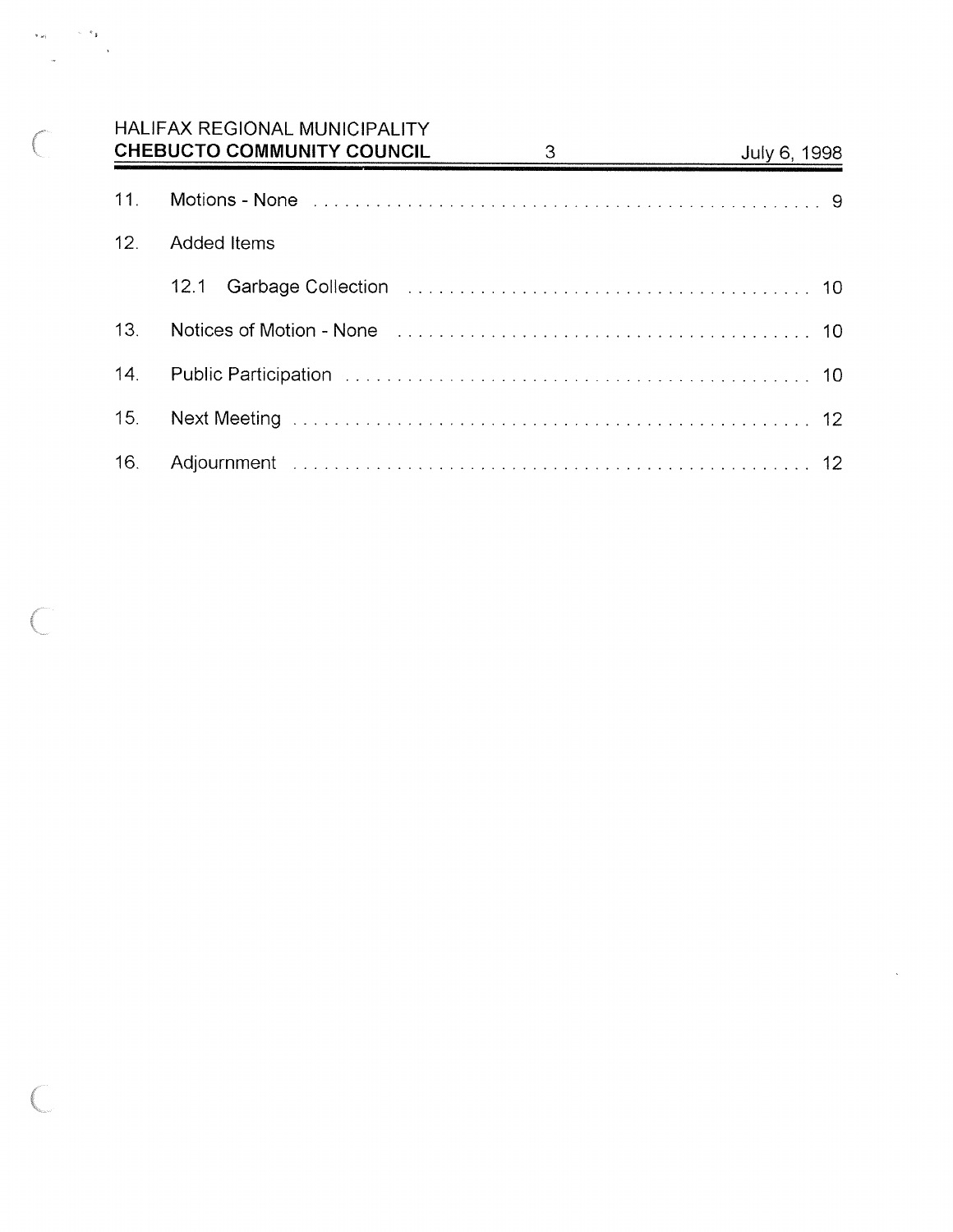11. Motions - None ........ 9
12. Added Items
    12.1 Garbage Collection ........ 10
13. Notices of Motion - None ........ 10
14. Public Participation ........ 10
15. Next Meeting ........ 12
16. Adjournment ........ 12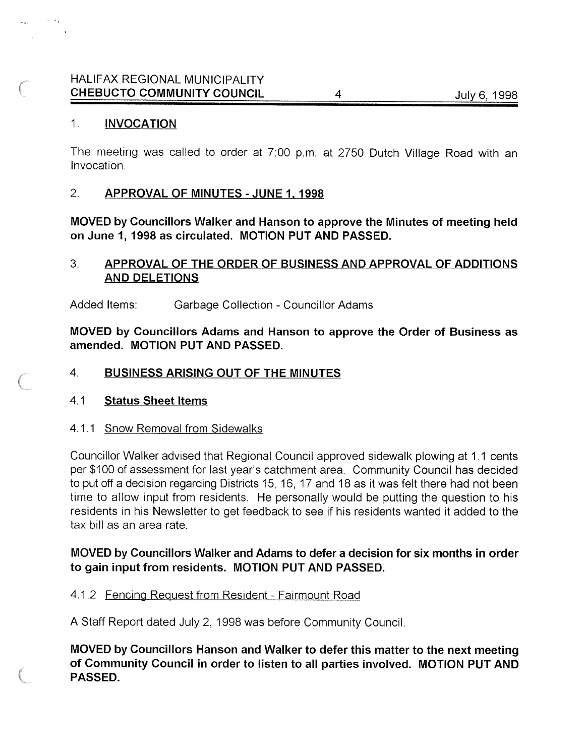## 1. INVOCATION

The meeting was called to order at 7:00 p.m. at 2750 Dutch Village Road with an Invocation.

## 2. APPROVAL OF MINUTES - JUNE 1, 1998

**MOVED by Councillors Walker and Hanson to approve the Minutes of meeting held on June 1, 1998 as circulated. MOTION PUT AND PASSED.**

## 3. APPROVAL OF THE ORDER OF BUSINESS AND APPROVAL OF ADDITIONS AND DELETIONS

Added Items: Garbage Collection - Councillor Adams

**MOVED by Councillors Adams and Hanson to approve the Order of Business as amended. MOTION PUT AND PASSED.**

## 4. BUSINESS ARISING OUT OF THE MINUTES

### 4.1 Status Sheet Items

#### 4.1.1 Snow Removal from Sidewalks

Councillor Walker advised that Regional Council approved sidewalk plowing at 1.1 cents per $100 of assessment for last year's catchment area. Community Council has decided to put off a decision regarding Districts 15, 16, 17 and 18 as it was felt there had not been time to allow input from residents. He personally would be putting the question to his residents in his Newsletter to get feedback to see if his residents wanted it added to the tax bill as an area rate.

**MOVED by Councillors Walker and Adams to defer a decision for six months in order to gain input from residents. MOTION PUT AND PASSED.**

#### 4.1.2 Fencing Request from Resident - Fairmount Road

A Staff Report dated July 2, 1998 was before Community Council.

**MOVED by Councillors Hanson and Walker to defer this matter to the next meeting of Community Council in order to listen to all parties involved. MOTION PUT AND PASSED.**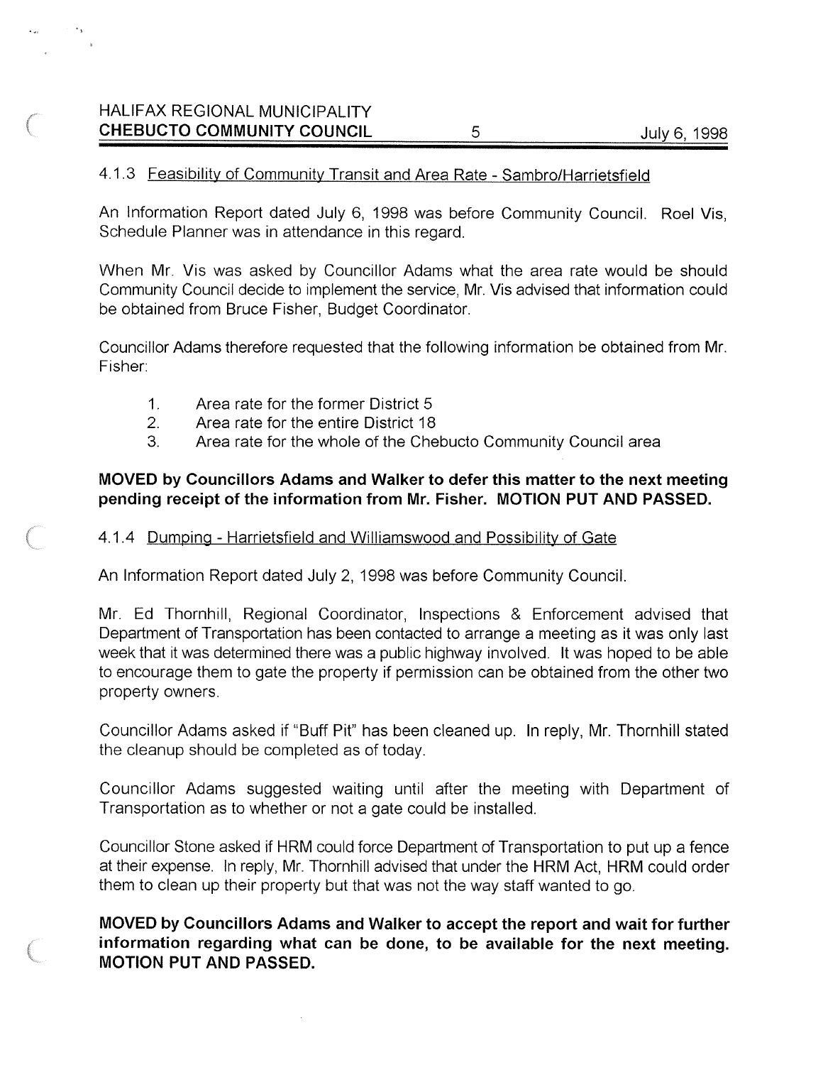### 4.1.3 Feasibility of Community Transit and Area Rate - Sambro/Harrietsfield

An Information Report dated July 6, 1998 was before Community Council. Roel Vis, Schedule Planner was in attendance in this regard.

When Mr. Vis was asked by Councillor Adams what the area rate would be should Community Council decide to implement the service, Mr. Vis advised that information could be obtained from Bruce Fisher, Budget Coordinator.

Councillor Adams therefore requested that the following information be obtained from Mr. Fisher:

1. Area rate for the former District 5
2. Area rate for the entire District 18
3. Area rate for the whole of the Chebucto Community Council area

**MOVED by Councillors Adams and Walker to defer this matter to the next meeting pending receipt of the information from Mr. Fisher. MOTION PUT AND PASSED.**

### 4.1.4 Dumping - Harrietsfield and Williamswood and Possibility of Gate

An Information Report dated July 2, 1998 was before Community Council.

Mr. Ed Thornhill, Regional Coordinator, Inspections & Enforcement advised that Department of Transportation has been contacted to arrange a meeting as it was only last week that it was determined there was a public highway involved. It was hoped to be able to encourage them to gate the property if permission can be obtained from the other two property owners.

Councillor Adams asked if "Buff Pit" has been cleaned up. In reply, Mr. Thornhill stated the cleanup should be completed as of today.

Councillor Adams suggested waiting until after the meeting with Department of Transportation as to whether or not a gate could be installed.

Councillor Stone asked if HRM could force Department of Transportation to put up a fence at their expense. In reply, Mr. Thornhill advised that under the HRM Act, HRM could order them to clean up their property but that was not the way staff wanted to go.

**MOVED by Councillors Adams and Walker to accept the report and wait for further information regarding what can be done, to be available for the next meeting. MOTION PUT AND PASSED.**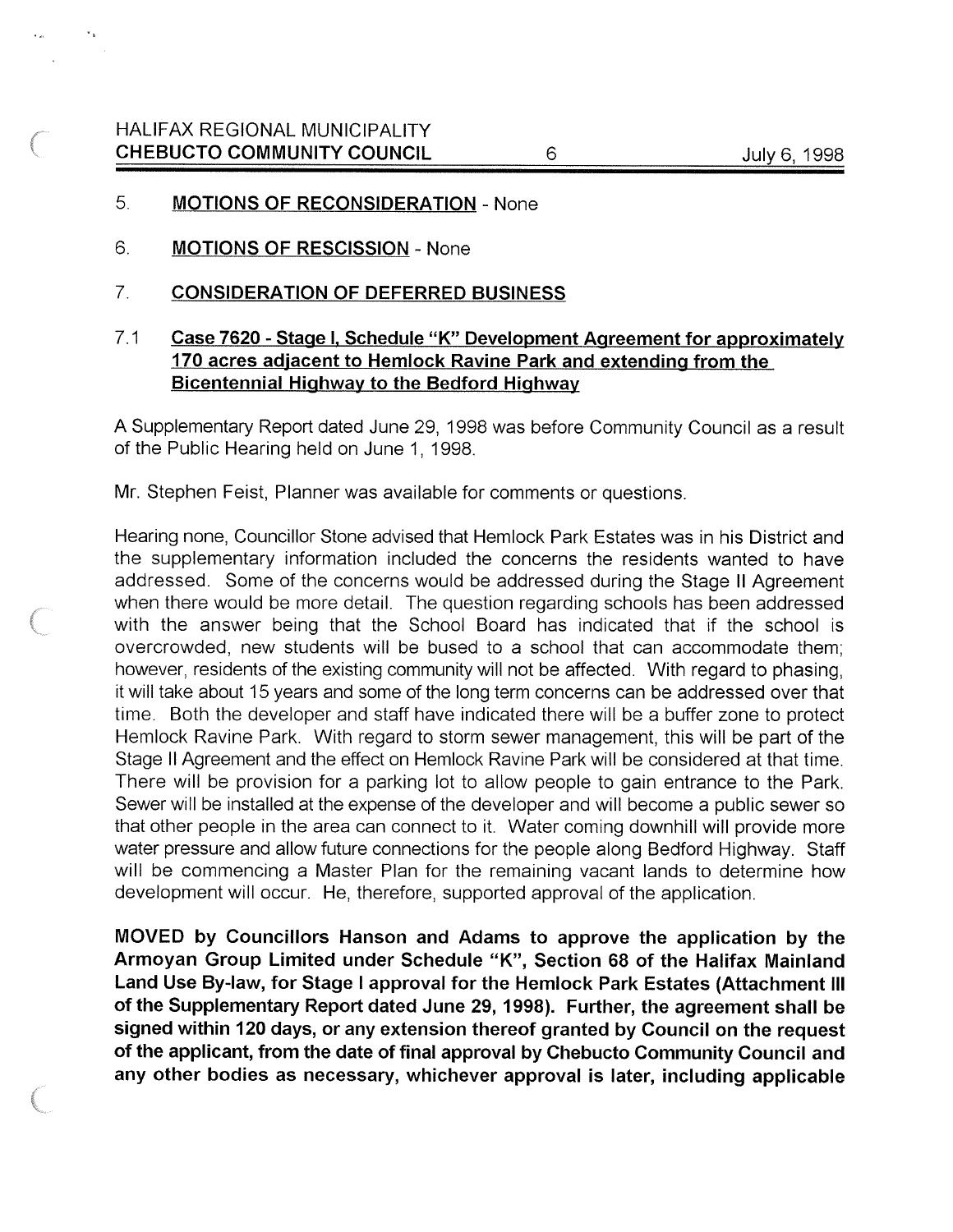5. **MOTIONS OF RECONSIDERATION** - None

6. **MOTIONS OF RESCISSION** - None

7. **CONSIDERATION OF DEFERRED BUSINESS**

7.1 **Case 7620 - Stage I, Schedule "K" Development Agreement for approximately 170 acres adjacent to Hemlock Ravine Park and extending from the Bicentennial Highway to the Bedford Highway**

A Supplementary Report dated June 29, 1998 was before Community Council as a result of the Public Hearing held on June 1, 1998.

Mr. Stephen Feist, Planner was available for comments or questions.

Hearing none, Councillor Stone advised that Hemlock Park Estates was in his District and the supplementary information included the concerns the residents wanted to have addressed. Some of the concerns would be addressed during the Stage II Agreement when there would be more detail. The question regarding schools has been addressed with the answer being that the School Board has indicated that if the school is overcrowded, new students will be bused to a school that can accommodate them; however, residents of the existing community will not be affected. With regard to phasing, it will take about 15 years and some of the long term concerns can be addressed over that time. Both the developer and staff have indicated there will be a buffer zone to protect Hemlock Ravine Park. With regard to storm sewer management, this will be part of the Stage II Agreement and the effect on Hemlock Ravine Park will be considered at that time. There will be provision for a parking lot to allow people to gain entrance to the Park. Sewer will be installed at the expense of the developer and will become a public sewer so that other people in the area can connect to it. Water coming downhill will provide more water pressure and allow future connections for the people along Bedford Highway. Staff will be commencing a Master Plan for the remaining vacant lands to determine how development will occur. He, therefore, supported approval of the application.

**MOVED by Councillors Hanson and Adams to approve the application by the Armoyan Group Limited under Schedule "K", Section 68 of the Halifax Mainland Land Use By-law, for Stage I approval for the Hemlock Park Estates (Attachment III of the Supplementary Report dated June 29, 1998). Further, the agreement shall be signed within 120 days, or any extension thereof granted by Council on the request of the applicant, from the date of final approval by Chebucto Community Council and any other bodies as necessary, whichever approval is later, including applicable**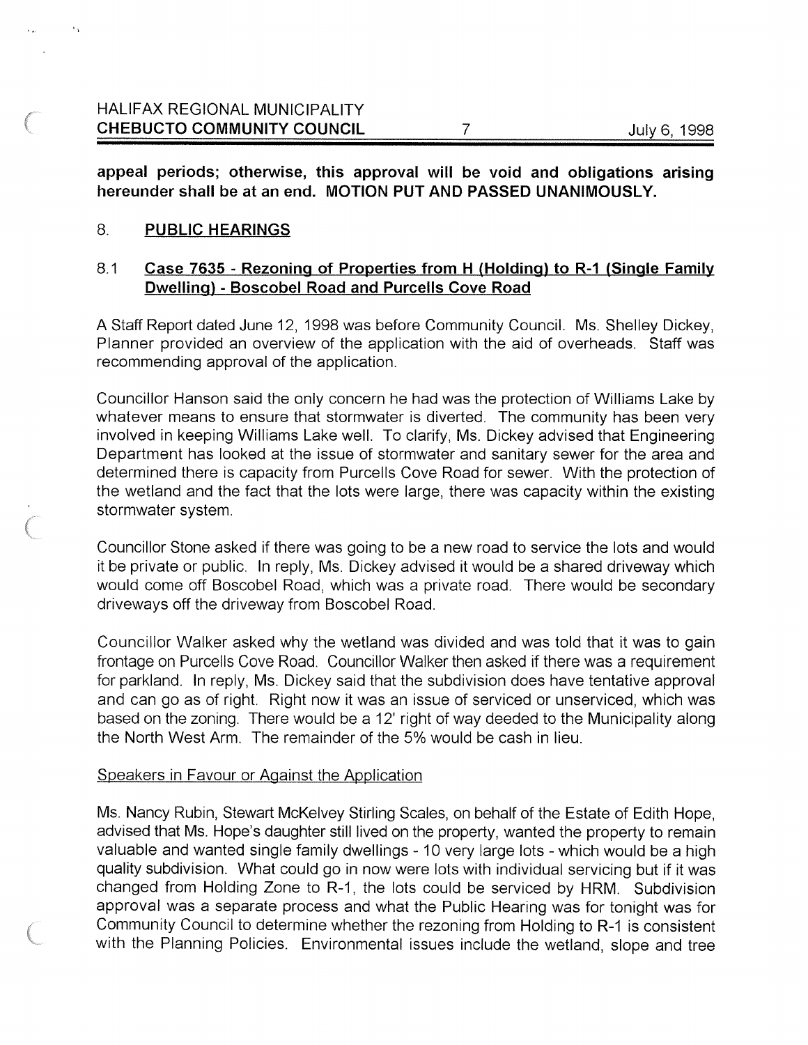**appeal periods; otherwise, this approval will be void and obligations arising hereunder shall be at an end. MOTION PUT AND PASSED UNANIMOUSLY.**

## 8. PUBLIC HEARINGS

### 8.1 Case 7635 - Rezoning of Properties from H (Holding) to R-1 (Single Family Dwelling) - Boscobel Road and Purcells Cove Road

A Staff Report dated June 12, 1998 was before Community Council. Ms. Shelley Dickey, Planner provided an overview of the application with the aid of overheads. Staff was recommending approval of the application.

Councillor Hanson said the only concern he had was the protection of Williams Lake by whatever means to ensure that stormwater is diverted. The community has been very involved in keeping Williams Lake well. To clarify, Ms. Dickey advised that Engineering Department has looked at the issue of stormwater and sanitary sewer for the area and determined there is capacity from Purcells Cove Road for sewer. With the protection of the wetland and the fact that the lots were large, there was capacity within the existing stormwater system.

Councillor Stone asked if there was going to be a new road to service the lots and would it be private or public. In reply, Ms. Dickey advised it would be a shared driveway which would come off Boscobel Road, which was a private road. There would be secondary driveways off the driveway from Boscobel Road.

Councillor Walker asked why the wetland was divided and was told that it was to gain frontage on Purcells Cove Road. Councillor Walker then asked if there was a requirement for parkland. In reply, Ms. Dickey said that the subdivision does have tentative approval and can go as of right. Right now it was an issue of serviced or unserviced, which was based on the zoning. There would be a 12' right of way deeded to the Municipality along the North West Arm. The remainder of the 5% would be cash in lieu.

Speakers in Favour or Against the Application

Ms. Nancy Rubin, Stewart McKelvey Stirling Scales, on behalf of the Estate of Edith Hope, advised that Ms. Hope's daughter still lived on the property, wanted the property to remain valuable and wanted single family dwellings - 10 very large lots - which would be a high quality subdivision. What could go in now were lots with individual servicing but if it was changed from Holding Zone to R-1, the lots could be serviced by HRM. Subdivision approval was a separate process and what the Public Hearing was for tonight was for Community Council to determine whether the rezoning from Holding to R-1 is consistent with the Planning Policies. Environmental issues include the wetland, slope and tree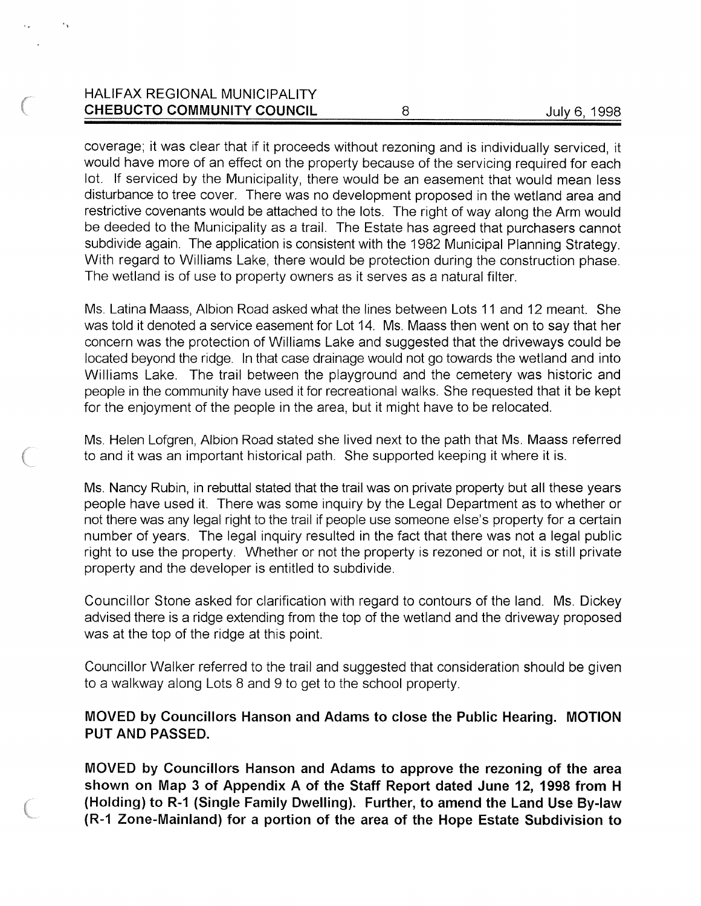coverage; it was clear that if it proceeds without rezoning and is individually serviced, it would have more of an effect on the property because of the servicing required for each lot. If serviced by the Municipality, there would be an easement that would mean less disturbance to tree cover. There was no development proposed in the wetland area and restrictive covenants would be attached to the lots. The right of way along the Arm would be deeded to the Municipality as a trail. The Estate has agreed that purchasers cannot subdivide again. The application is consistent with the 1982 Municipal Planning Strategy. With regard to Williams Lake, there would be protection during the construction phase. The wetland is of use to property owners as it serves as a natural filter.

Ms. Latina Maass, Albion Road asked what the lines between Lots 11 and 12 meant. She was told it denoted a service easement for Lot 14. Ms. Maass then went on to say that her concern was the protection of Williams Lake and suggested that the driveways could be located beyond the ridge. In that case drainage would not go towards the wetland and into Williams Lake. The trail between the playground and the cemetery was historic and people in the community have used it for recreational walks. She requested that it be kept for the enjoyment of the people in the area, but it might have to be relocated.

Ms. Helen Lofgren, Albion Road stated she lived next to the path that Ms. Maass referred to and it was an important historical path. She supported keeping it where it is.

Ms. Nancy Rubin, in rebuttal stated that the trail was on private property but all these years people have used it. There was some inquiry by the Legal Department as to whether or not there was any legal right to the trail if people use someone else's property for a certain number of years. The legal inquiry resulted in the fact that there was not a legal public right to use the property. Whether or not the property is rezoned or not, it is still private property and the developer is entitled to subdivide.

Councillor Stone asked for clarification with regard to contours of the land. Ms. Dickey advised there is a ridge extending from the top of the wetland and the driveway proposed was at the top of the ridge at this point.

Councillor Walker referred to the trail and suggested that consideration should be given to a walkway along Lots 8 and 9 to get to the school property.

**MOVED by Councillors Hanson and Adams to close the Public Hearing. MOTION PUT AND PASSED.**

**MOVED by Councillors Hanson and Adams to approve the rezoning of the area shown on Map 3 of Appendix A of the Staff Report dated June 12, 1998 from H (Holding) to R-1 (Single Family Dwelling). Further, to amend the Land Use By-law (R-1 Zone-Mainland) for a portion of the area of the Hope Estate Subdivision to**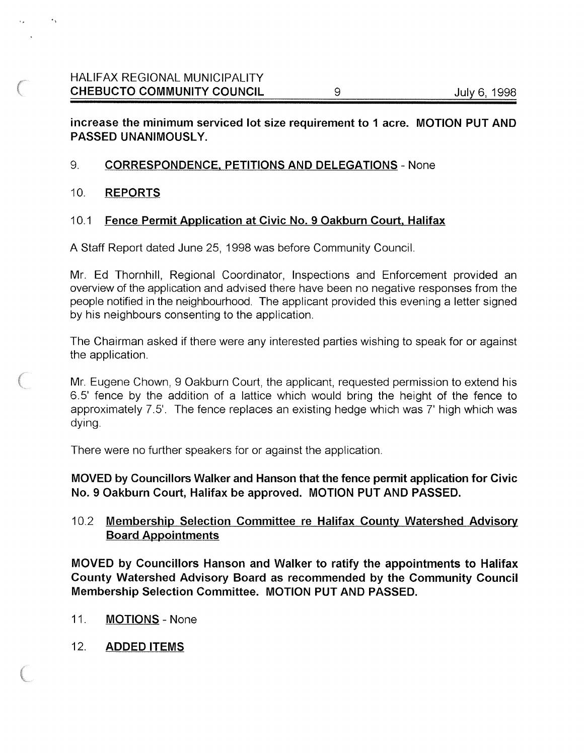**increase the minimum serviced lot size requirement to 1 acre. MOTION PUT AND PASSED UNANIMOUSLY.**

9. **CORRESPONDENCE, PETITIONS AND DELEGATIONS** - None

10. **REPORTS**

10.1 **Fence Permit Application at Civic No. 9 Oakburn Court, Halifax**

A Staff Report dated June 25, 1998 was before Community Council.

Mr. Ed Thornhill, Regional Coordinator, Inspections and Enforcement provided an overview of the application and advised there have been no negative responses from the people notified in the neighbourhood. The applicant provided this evening a letter signed by his neighbours consenting to the application.

The Chairman asked if there were any interested parties wishing to speak for or against the application.

Mr. Eugene Chown, 9 Oakburn Court, the applicant, requested permission to extend his 6.5' fence by the addition of a lattice which would bring the height of the fence to approximately 7.5'. The fence replaces an existing hedge which was 7' high which was dying.

There were no further speakers for or against the application.

**MOVED by Councillors Walker and Hanson that the fence permit application for Civic No. 9 Oakburn Court, Halifax be approved. MOTION PUT AND PASSED.**

10.2 **Membership Selection Committee re Halifax County Watershed Advisory Board Appointments**

**MOVED by Councillors Hanson and Walker to ratify the appointments to Halifax County Watershed Advisory Board as recommended by the Community Council Membership Selection Committee. MOTION PUT AND PASSED.**

11. **MOTIONS** - None

12. **ADDED ITEMS**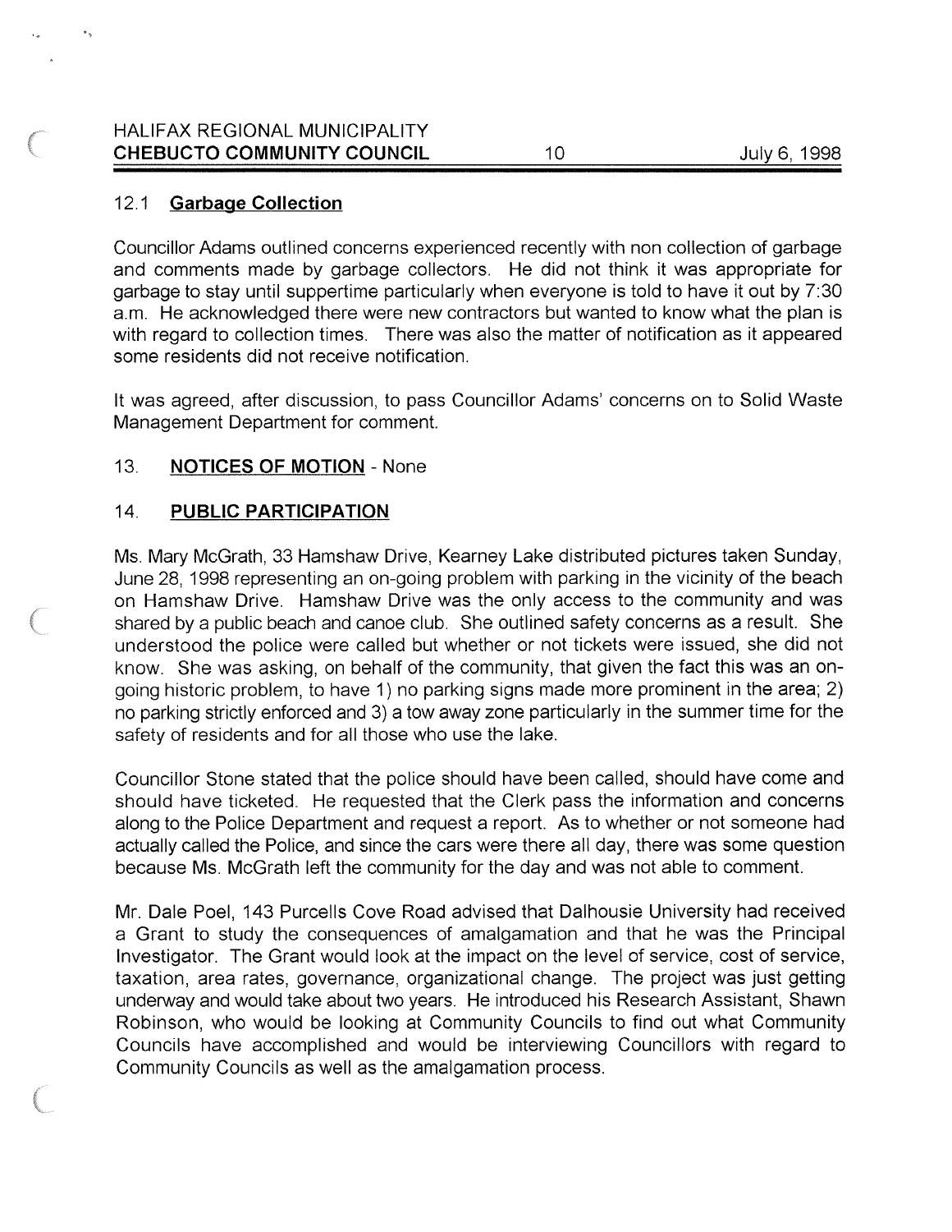### 12.1 **Garbage Collection**

Councillor Adams outlined concerns experienced recently with non collection of garbage and comments made by garbage collectors. He did not think it was appropriate for garbage to stay until suppertime particularly when everyone is told to have it out by 7:30 a.m. He acknowledged there were new contractors but wanted to know what the plan is with regard to collection times. There was also the matter of notification as it appeared some residents did not receive notification.

It was agreed, after discussion, to pass Councillor Adams' concerns on to Solid Waste Management Department for comment.

## 13. **NOTICES OF MOTION** - None

## 14. **PUBLIC PARTICIPATION**

Ms. Mary McGrath, 33 Hamshaw Drive, Kearney Lake distributed pictures taken Sunday, June 28, 1998 representing an on-going problem with parking in the vicinity of the beach on Hamshaw Drive. Hamshaw Drive was the only access to the community and was shared by a public beach and canoe club. She outlined safety concerns as a result. She understood the police were called but whether or not tickets were issued, she did not know. She was asking, on behalf of the community, that given the fact this was an on-going historic problem, to have 1) no parking signs made more prominent in the area; 2) no parking strictly enforced and 3) a tow away zone particularly in the summer time for the safety of residents and for all those who use the lake.

Councillor Stone stated that the police should have been called, should have come and should have ticketed. He requested that the Clerk pass the information and concerns along to the Police Department and request a report. As to whether or not someone had actually called the Police, and since the cars were there all day, there was some question because Ms. McGrath left the community for the day and was not able to comment.

Mr. Dale Poel, 143 Purcells Cove Road advised that Dalhousie University had received a Grant to study the consequences of amalgamation and that he was the Principal Investigator. The Grant would look at the impact on the level of service, cost of service, taxation, area rates, governance, organizational change. The project was just getting underway and would take about two years. He introduced his Research Assistant, Shawn Robinson, who would be looking at Community Councils to find out what Community Councils have accomplished and would be interviewing Councillors with regard to Community Councils as well as the amalgamation process.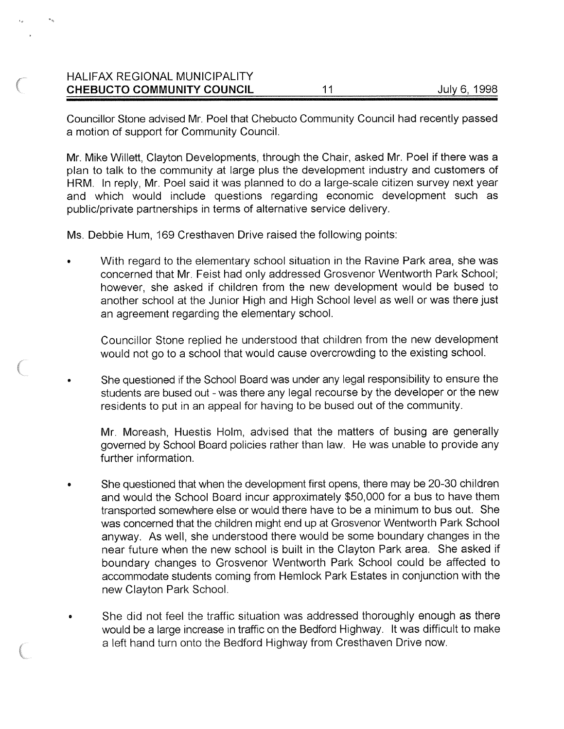Councillor Stone advised Mr. Poel that Chebucto Community Council had recently passed a motion of support for Community Council.

Mr. Mike Willett, Clayton Developments, through the Chair, asked Mr. Poel if there was a plan to talk to the community at large plus the development industry and customers of HRM. In reply, Mr. Poel said it was planned to do a large-scale citizen survey next year and which would include questions regarding economic development such as public/private partnerships in terms of alternative service delivery.

Ms. Debbie Hum, 169 Cresthaven Drive raised the following points:

- With regard to the elementary school situation in the Ravine Park area, she was concerned that Mr. Feist had only addressed Grosvenor Wentworth Park School; however, she asked if children from the new development would be bused to another school at the Junior High and High School level as well or was there just an agreement regarding the elementary school.

  Councillor Stone replied he understood that children from the new development would not go to a school that would cause overcrowding to the existing school.

- She questioned if the School Board was under any legal responsibility to ensure the students are bused out - was there any legal recourse by the developer or the new residents to put in an appeal for having to be bused out of the community.

  Mr. Moreash, Huestis Holm, advised that the matters of busing are generally governed by School Board policies rather than law. He was unable to provide any further information.

- She questioned that when the development first opens, there may be 20-30 children and would the School Board incur approximately $50,000 for a bus to have them transported somewhere else or would there have to be a minimum to bus out. She was concerned that the children might end up at Grosvenor Wentworth Park School anyway. As well, she understood there would be some boundary changes in the near future when the new school is built in the Clayton Park area. She asked if boundary changes to Grosvenor Wentworth Park School could be affected to accommodate students coming from Hemlock Park Estates in conjunction with the new Clayton Park School.

- She did not feel the traffic situation was addressed thoroughly enough as there would be a large increase in traffic on the Bedford Highway. It was difficult to make a left hand turn onto the Bedford Highway from Cresthaven Drive now.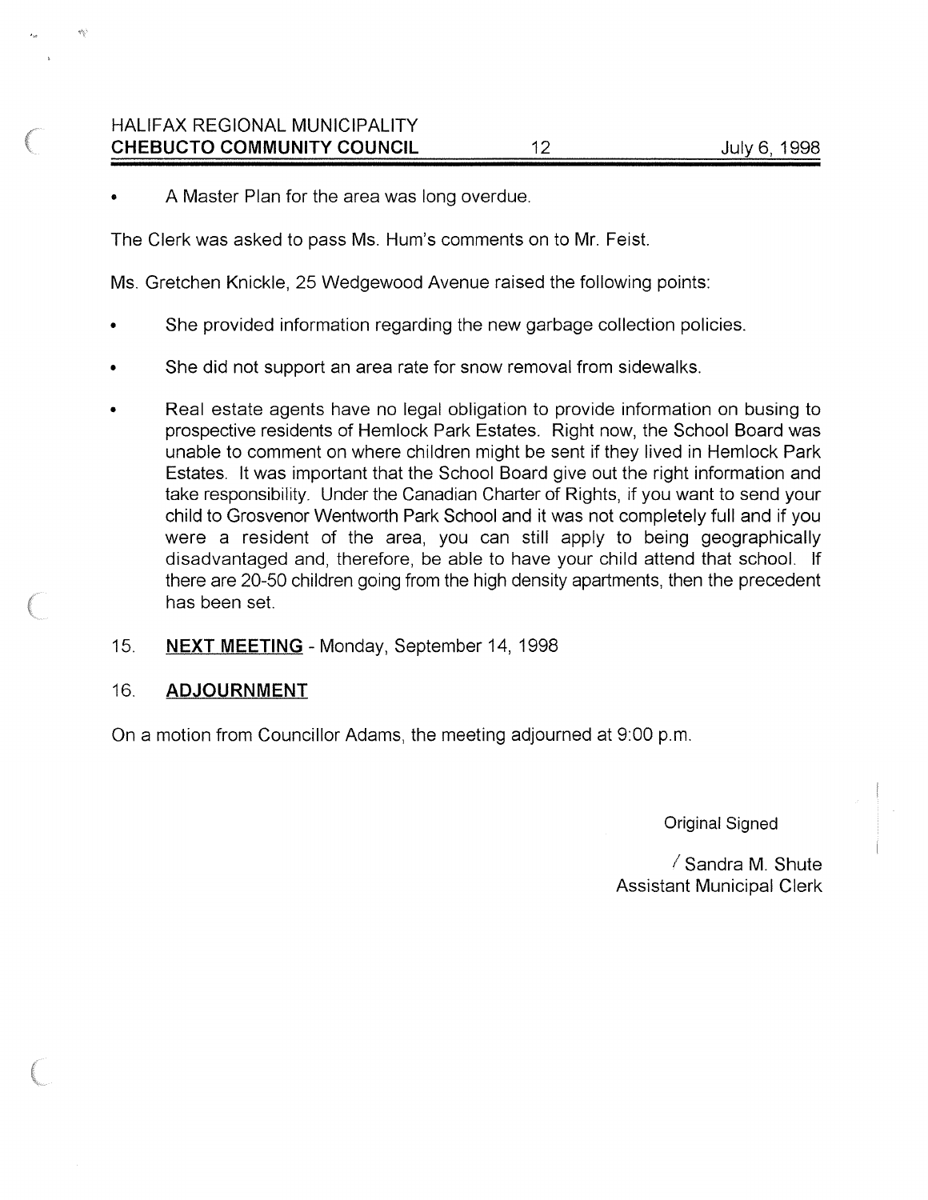- A Master Plan for the area was long overdue.

The Clerk was asked to pass Ms. Hum's comments on to Mr. Feist.

Ms. Gretchen Knickle, 25 Wedgewood Avenue raised the following points:

- She provided information regarding the new garbage collection policies.
- She did not support an area rate for snow removal from sidewalks.
- Real estate agents have no legal obligation to provide information on busing to prospective residents of Hemlock Park Estates. Right now, the School Board was unable to comment on where children might be sent if they lived in Hemlock Park Estates. It was important that the School Board give out the right information and take responsibility. Under the Canadian Charter of Rights, if you want to send your child to Grosvenor Wentworth Park School and it was not completely full and if you were a resident of the area, you can still apply to being geographically disadvantaged and, therefore, be able to have your child attend that school. If there are 20-50 children going from the high density apartments, then the precedent has been set.

15. **NEXT MEETING** - Monday, September 14, 1998

16. **ADJOURNMENT**

On a motion from Councillor Adams, the meeting adjourned at 9:00 p.m.

Original Signed

Sandra M. Shute
Assistant Municipal Clerk